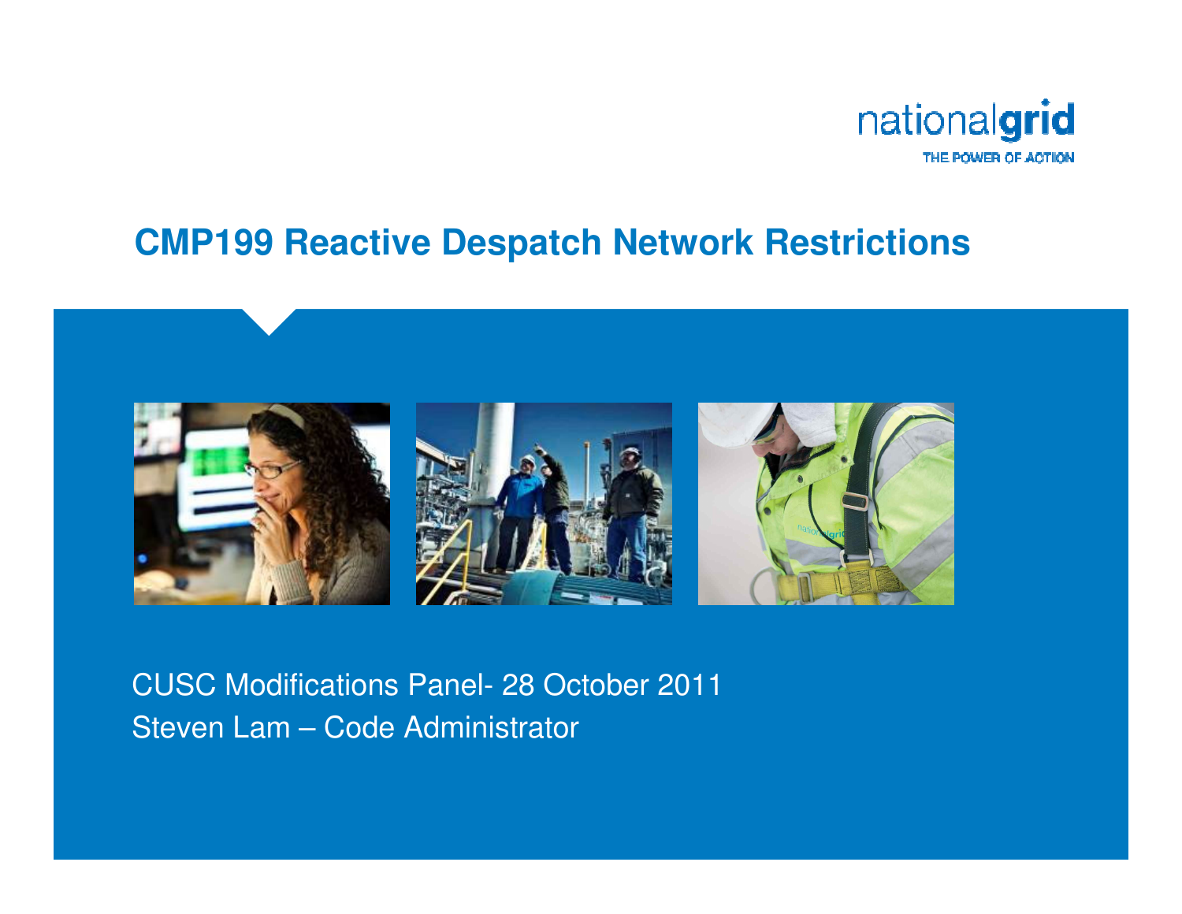# CMP199 Reactive Despatch Network Restrictions

CUSC Modifications Panel- 28 October 2011

Steven Lam – Code Administrator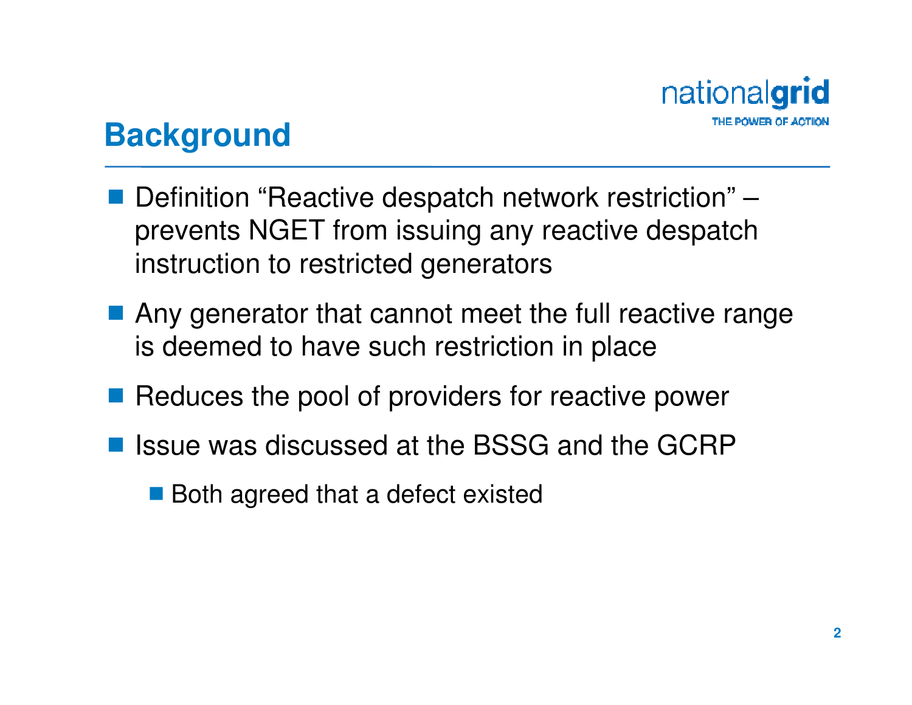## Background

- Definition "Reactive despatch network restriction" – prevents NGET from issuing any reactive despatch instruction to restricted generators
- Any generator that cannot meet the full reactive range is deemed to have such restriction in place
- Reduces the pool of providers for reactive power
- Issue was discussed at the BSSG and the GCRP
  - Both agreed that a defect existed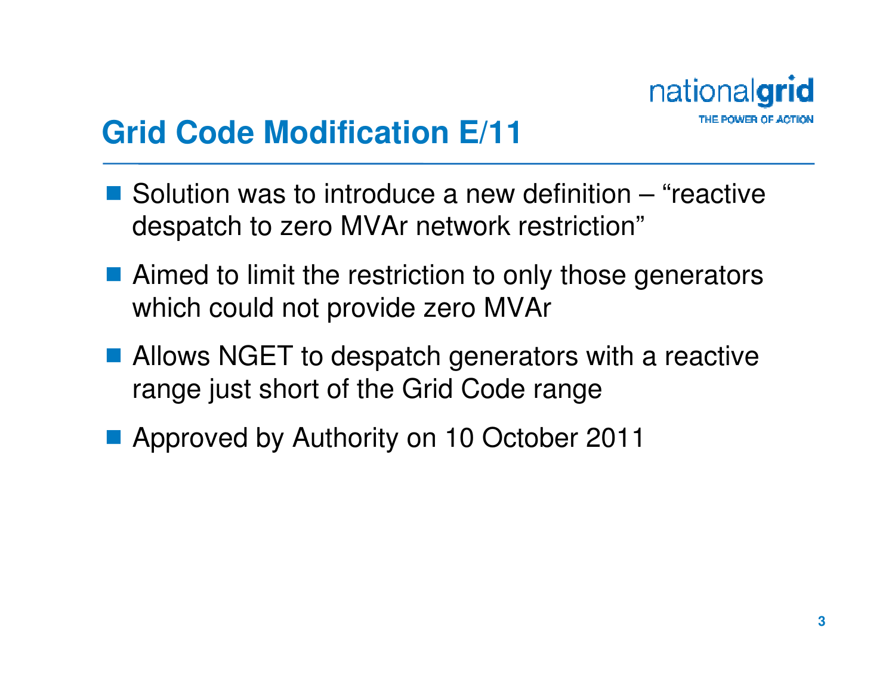# Grid Code Modification E/11

- Solution was to introduce a new definition – "reactive despatch to zero MVAr network restriction"
- Aimed to limit the restriction to only those generators which could not provide zero MVAr
- Allows NGET to despatch generators with a reactive range just short of the Grid Code range
- Approved by Authority on 10 October 2011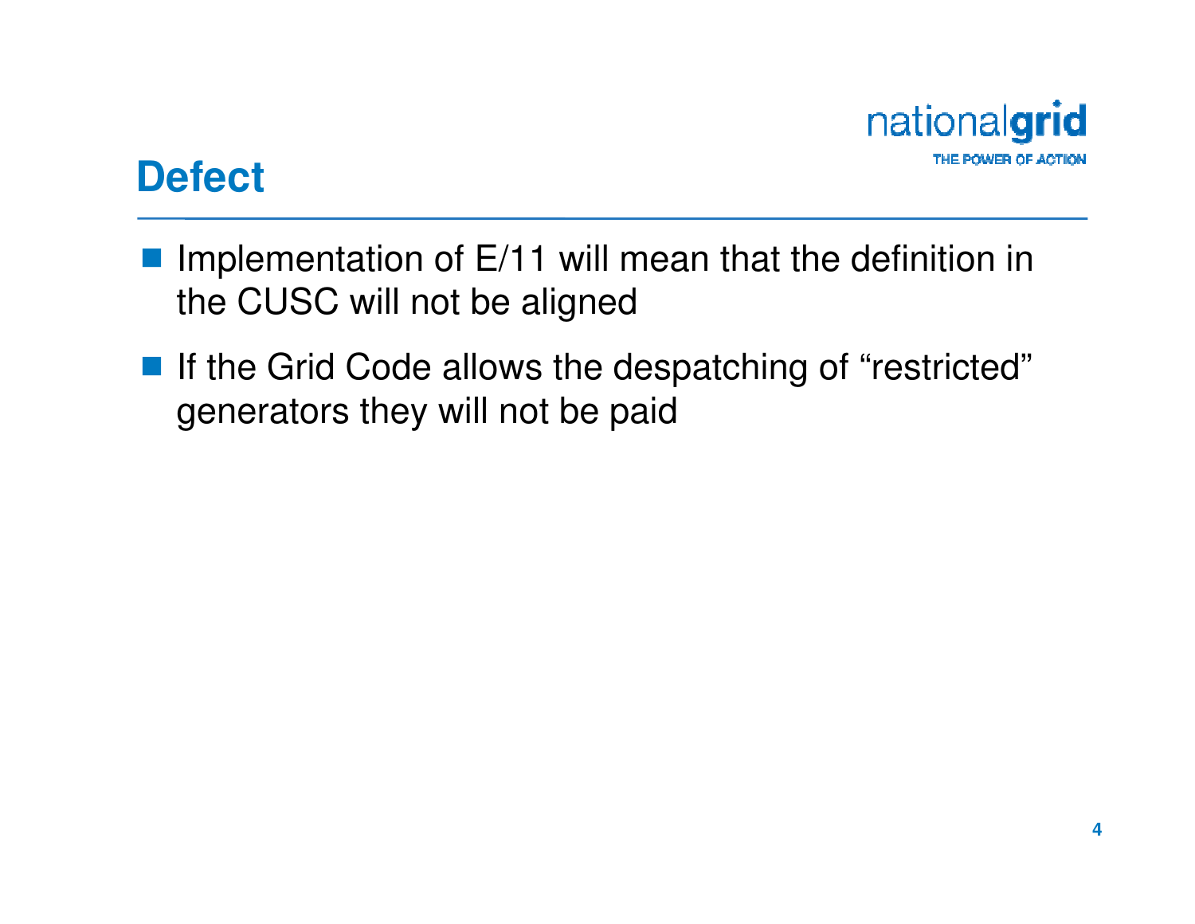# Defect

- Implementation of E/11 will mean that the definition in the CUSC will not be aligned
- If the Grid Code allows the despatching of “restricted” generators they will not be paid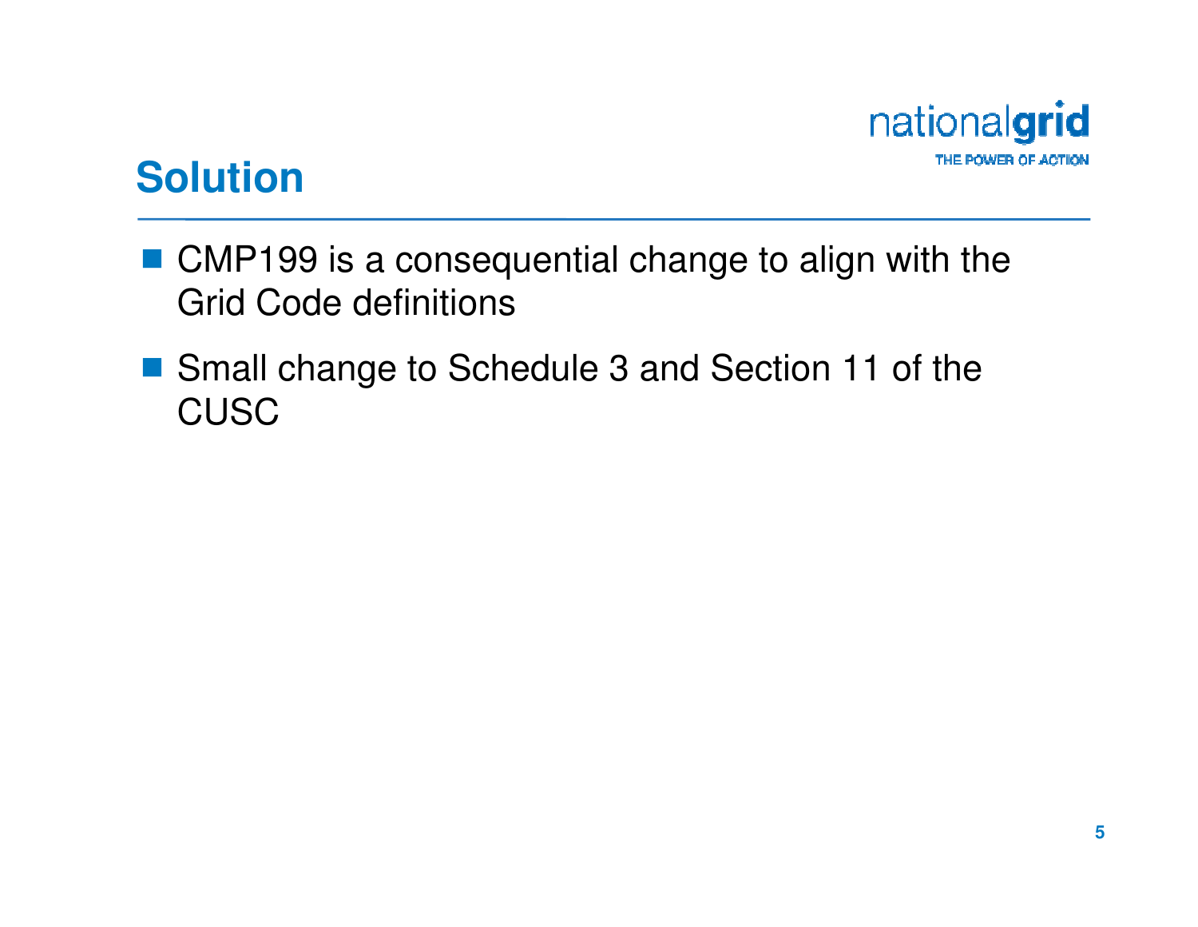# Solution

- CMP199 is a consequential change to align with the Grid Code definitions
- Small change to Schedule 3 and Section 11 of the CUSC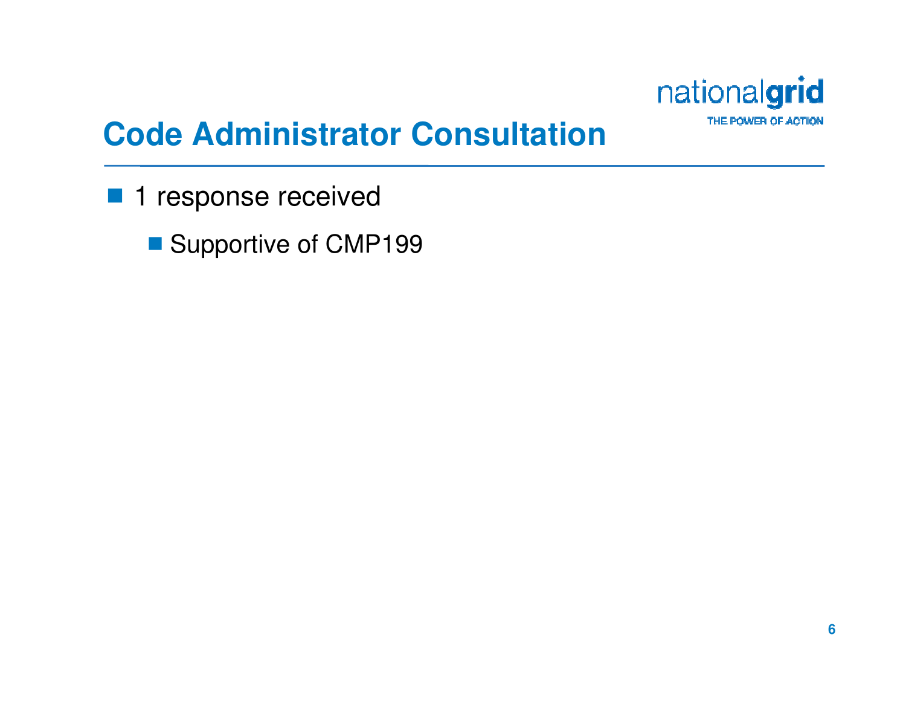# Code Administrator Consultation

- 1 response received
  - Supportive of CMP199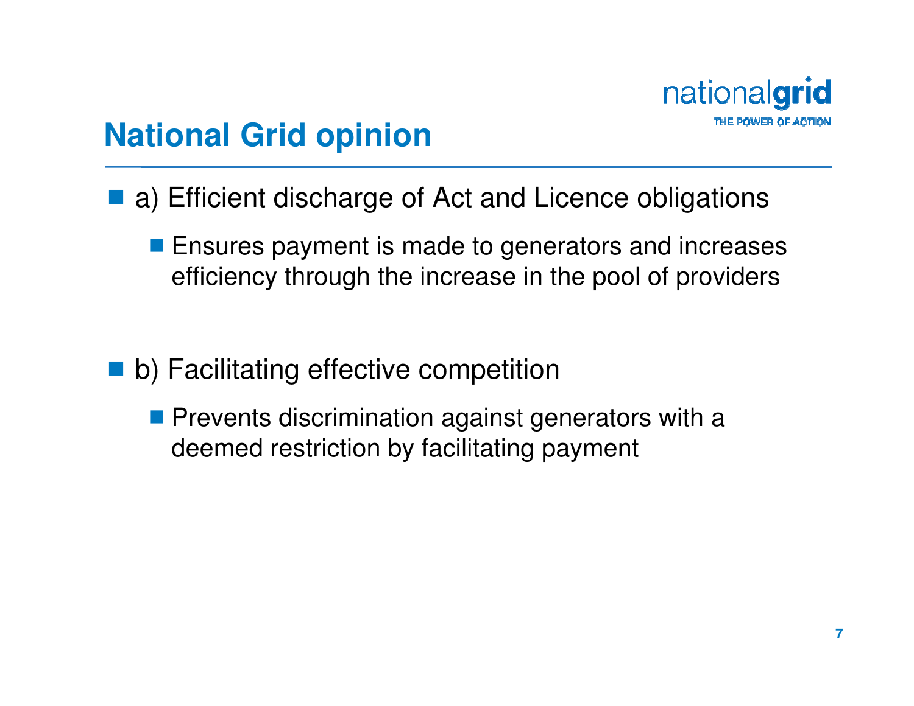# National Grid opinion

- a) Efficient discharge of Act and Licence obligations
  - Ensures payment is made to generators and increases efficiency through the increase in the pool of providers

- b) Facilitating effective competition
  - Prevents discrimination against generators with a deemed restriction by facilitating payment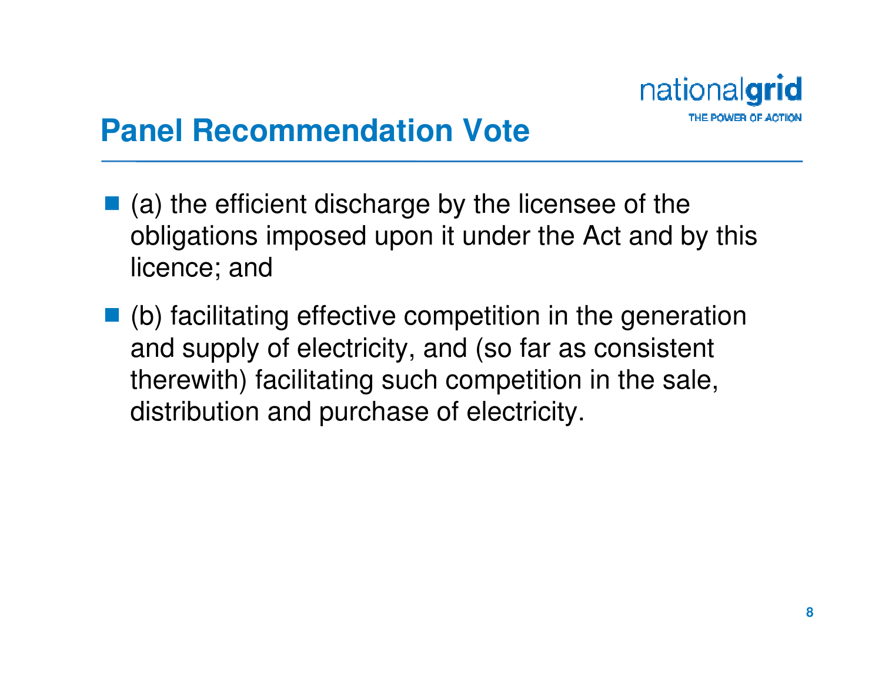## Panel Recommendation Vote

- (a) the efficient discharge by the licensee of the obligations imposed upon it under the Act and by this licence; and
- (b) facilitating effective competition in the generation and supply of electricity, and (so far as consistent therewith) facilitating such competition in the sale, distribution and purchase of electricity.